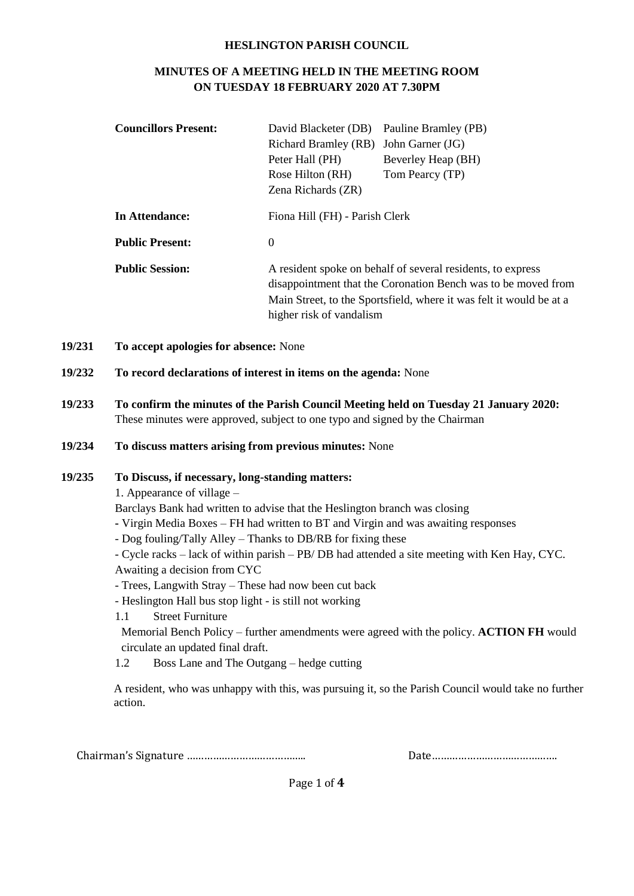**HESLINGTON PARISH COUNCIL**

**MINUTES OF A MEETING HELD IN THE MEETING ROOM ON TUESDAY 18 FEBRUARY 2020 AT 7.30PM**

| | | |
|---|---|---|
| **Councillors Present:** | David Blacketer (DB) | Pauline Bramley (PB) |
| | Richard Bramley (RB) | John Garner (JG) |
| | Peter Hall (PH) | Beverley Heap (BH) |
| | Rose Hilton (RH) | Tom Pearcy (TP) |
| | Zena Richards (ZR) | |
| **In Attendance:** | Fiona Hill (FH) - Parish Clerk | |
| **Public Present:** | 0 | |
| **Public Session:** | A resident spoke on behalf of several residents, to express disappointment that the Coronation Bench was to be moved from Main Street, to the Sportsfield, where it was felt it would be at a higher risk of vandalism | |

**19/231 To accept apologies for absence:** None

**19/232 To record declarations of interest in items on the agenda:** None

**19/233 To confirm the minutes of the Parish Council Meeting held on Tuesday 21 January 2020:**
These minutes were approved, subject to one typo and signed by the Chairman

**19/234 To discuss matters arising from previous minutes:** None

**19/235 To Discuss, if necessary, long-standing matters:**

1. Appearance of village –

Barclays Bank had written to advise that the Heslington branch was closing

- Virgin Media Boxes – FH had written to BT and Virgin and was awaiting responses
- Dog fouling/Tally Alley – Thanks to DB/RB for fixing these
- Cycle racks – lack of within parish – PB/ DB had attended a site meeting with Ken Hay, CYC. Awaiting a decision from CYC
- Trees, Langwith Stray – These had now been cut back
- Heslington Hall bus stop light - is still not working

1.1 Street Furniture

Memorial Bench Policy – further amendments were agreed with the policy. **ACTION FH** would circulate an updated final draft.

1.2 Boss Lane and The Outgang – hedge cutting

A resident, who was unhappy with this, was pursuing it, so the Parish Council would take no further action.

Chairman's Signature …………………………………… Date……………………………………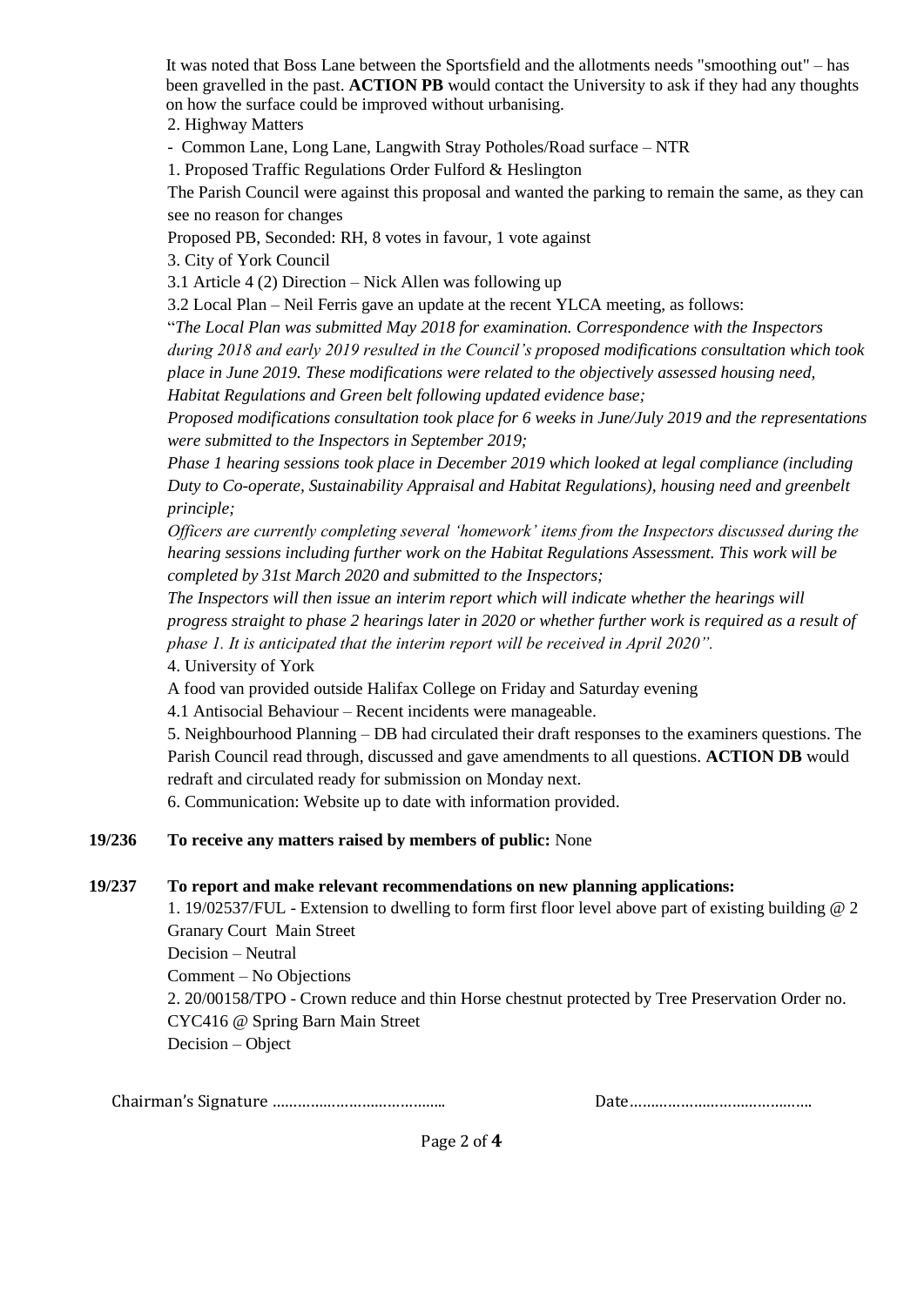It was noted that Boss Lane between the Sportsfield and the allotments needs "smoothing out" – has been gravelled in the past. **ACTION PB** would contact the University to ask if they had any thoughts on how the surface could be improved without urbanising.

2. Highway Matters

- Common Lane, Long Lane, Langwith Stray Potholes/Road surface – NTR

1. Proposed Traffic Regulations Order Fulford & Heslington

The Parish Council were against this proposal and wanted the parking to remain the same, as they can see no reason for changes

Proposed PB, Seconded: RH, 8 votes in favour, 1 vote against

3. City of York Council

3.1 Article 4 (2) Direction – Nick Allen was following up

3.2 Local Plan – Neil Ferris gave an update at the recent YLCA meeting, as follows:

"*The Local Plan was submitted May 2018 for examination. Correspondence with the Inspectors during 2018 and early 2019 resulted in the Council's proposed modifications consultation which took place in June 2019. These modifications were related to the objectively assessed housing need, Habitat Regulations and Green belt following updated evidence base;*

*Proposed modifications consultation took place for 6 weeks in June/July 2019 and the representations were submitted to the Inspectors in September 2019;*

*Phase 1 hearing sessions took place in December 2019 which looked at legal compliance (including Duty to Co-operate, Sustainability Appraisal and Habitat Regulations), housing need and greenbelt principle;*

*Officers are currently completing several 'homework' items from the Inspectors discussed during the hearing sessions including further work on the Habitat Regulations Assessment. This work will be completed by 31st March 2020 and submitted to the Inspectors;*

*The Inspectors will then issue an interim report which will indicate whether the hearings will progress straight to phase 2 hearings later in 2020 or whether further work is required as a result of phase 1. It is anticipated that the interim report will be received in April 2020".*

4. University of York

A food van provided outside Halifax College on Friday and Saturday evening

4.1 Antisocial Behaviour – Recent incidents were manageable.

5. Neighbourhood Planning – DB had circulated their draft responses to the examiners questions. The Parish Council read through, discussed and gave amendments to all questions. **ACTION DB** would redraft and circulated ready for submission on Monday next.

6. Communication: Website up to date with information provided.

**19/236 To receive any matters raised by members of public:** None

**19/237 To report and make relevant recommendations on new planning applications:**

1. 19/02537/FUL - Extension to dwelling to form first floor level above part of existing building @ 2 Granary Court Main Street

Decision – Neutral

Comment – No Objections

2. 20/00158/TPO - Crown reduce and thin Horse chestnut protected by Tree Preservation Order no. CYC416 @ Spring Barn Main Street

Decision – Object

Chairman's Signature …………………………………… Date……………………………………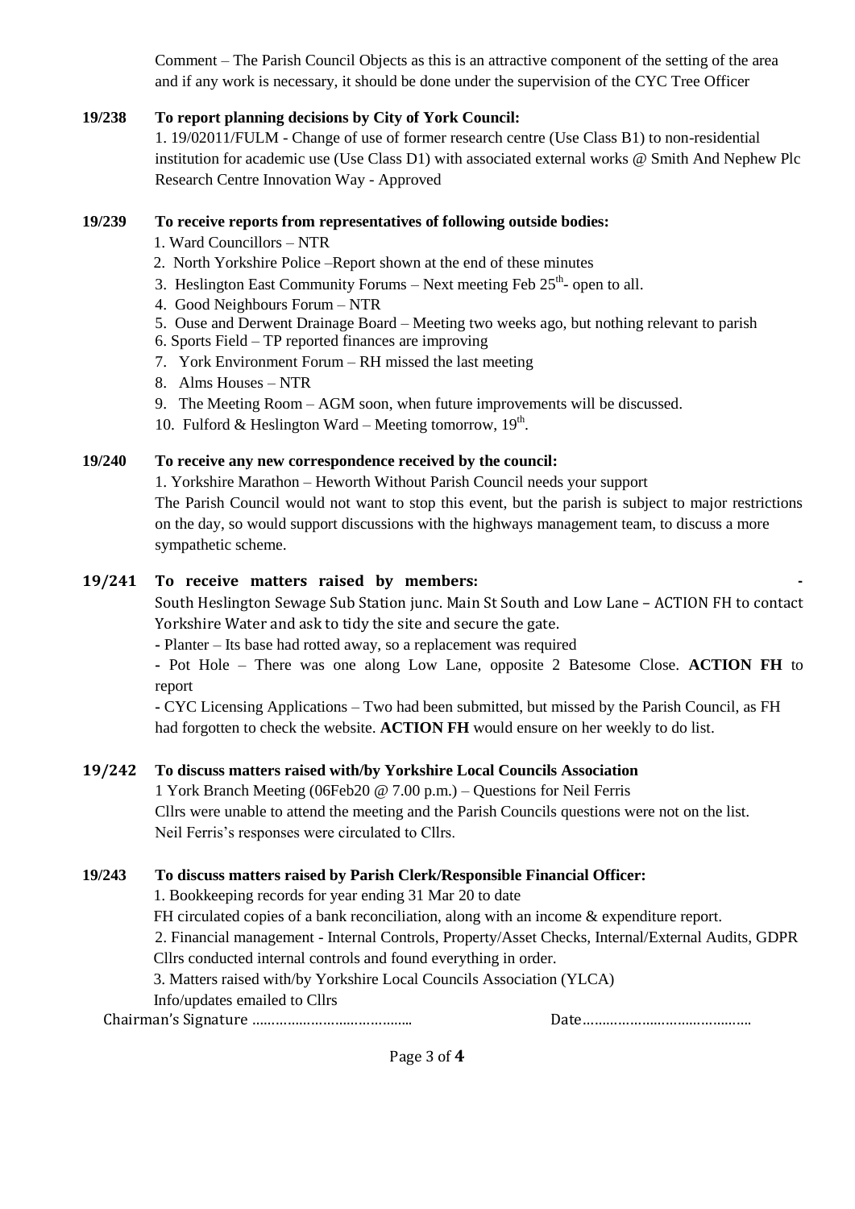Comment – The Parish Council Objects as this is an attractive component of the setting of the area and if any work is necessary, it should be done under the supervision of the CYC Tree Officer

**19/238 To report planning decisions by City of York Council:**

1. 19/02011/FULM - Change of use of former research centre (Use Class B1) to non-residential institution for academic use (Use Class D1) with associated external works @ Smith And Nephew Plc Research Centre Innovation Way - Approved

**19/239 To receive reports from representatives of following outside bodies:**

1. Ward Councillors – NTR
2. North Yorkshire Police –Report shown at the end of these minutes
3. Heslington East Community Forums – Next meeting Feb 25th- open to all.
4. Good Neighbours Forum – NTR
5. Ouse and Derwent Drainage Board – Meeting two weeks ago, but nothing relevant to parish
6. Sports Field – TP reported finances are improving
7. York Environment Forum – RH missed the last meeting
8. Alms Houses – NTR
9. The Meeting Room – AGM soon, when future improvements will be discussed.
10. Fulford & Heslington Ward – Meeting tomorrow, 19th.

**19/240 To receive any new correspondence received by the council:**

1. Yorkshire Marathon – Heworth Without Parish Council needs your support

The Parish Council would not want to stop this event, but the parish is subject to major restrictions on the day, so would support discussions with the highways management team, to discuss a more sympathetic scheme.

**19/241 To receive matters raised by members: -**

South Heslington Sewage Sub Station junc. Main St South and Low Lane – ACTION FH to contact Yorkshire Water and ask to tidy the site and secure the gate.

- Planter – Its base had rotted away, so a replacement was required
- Pot Hole – There was one along Low Lane, opposite 2 Batesome Close. **ACTION FH** to report
- CYC Licensing Applications – Two had been submitted, but missed by the Parish Council, as FH had forgotten to check the website. **ACTION FH** would ensure on her weekly to do list.

**19/242 To discuss matters raised with/by Yorkshire Local Councils Association**

1 York Branch Meeting (06Feb20 @ 7.00 p.m.) – Questions for Neil Ferris

Cllrs were unable to attend the meeting and the Parish Councils questions were not on the list. Neil Ferris's responses were circulated to Cllrs.

**19/243 To discuss matters raised by Parish Clerk/Responsible Financial Officer:**

1. Bookkeeping records for year ending 31 Mar 20 to date

FH circulated copies of a bank reconciliation, along with an income & expenditure report.

2. Financial management - Internal Controls, Property/Asset Checks, Internal/External Audits, GDPR

Cllrs conducted internal controls and found everything in order.

3. Matters raised with/by Yorkshire Local Councils Association (YLCA)

Info/updates emailed to Cllrs

Chairman's Signature ……………………………………. Date……………………………………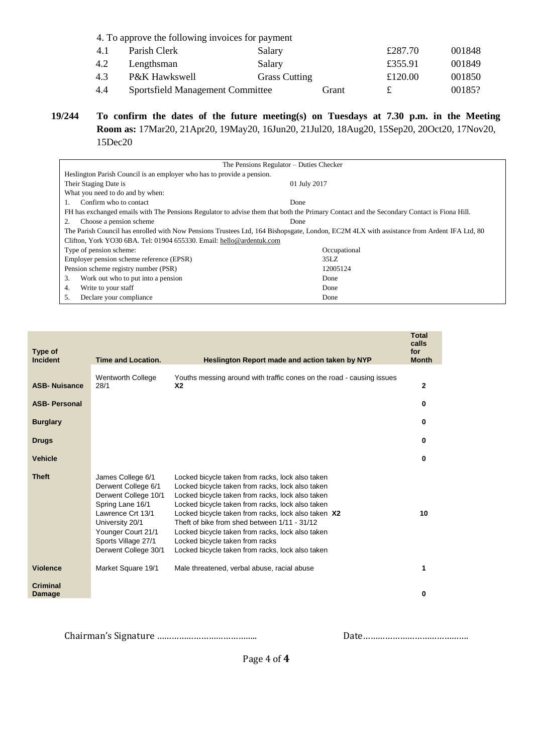4. To approve the following invoices for payment

| | | | | |
|---|---|---|---|---|
| 4.1 | Parish Clerk | Salary | £287.70 | 001848 |
| 4.2 | Lengthsman | Salary | £355.91 | 001849 |
| 4.3 | P&K Hawkswell | Grass Cutting | £120.00 | 001850 |
| 4.4 | Sportsfield Management Committee | Grant | £ | 00185? |

**19/244 To confirm the dates of the future meeting(s) on Tuesdays at 7.30 p.m. in the Meeting Room as:** 17Mar20, 21Apr20, 19May20, 16Jun20, 21Jul20, 18Aug20, 15Sep20, 20Oct20, 17Nov20, 15Dec20

| The Pensions Regulator – Duties Checker | |
|---|---|
| Heslington Parish Council is an employer who has to provide a pension. | |
| Their Staging Date is | 01 July 2017 |
| What you need to do and by when: | |
| 1. Confirm who to contact | Done |
| FH has exchanged emails with The Pensions Regulator to advise them that both the Primary Contact and the Secondary Contact is Fiona Hill. | |
| 2. Choose a pension scheme | Done |
| The Parish Council has enrolled with Now Pensions Trustees Ltd, 164 Bishopsgate, London, EC2M 4LX with assistance from Ardent IFA Ltd, 80 Clifton, York YO30 6BA. Tel: 01904 655330. Email: hello@ardentuk.com | |
| Type of pension scheme: | Occupational |
| Employer pension scheme reference (EPSR) | 35LZ |
| Pension scheme registry number (PSR) | 12005124 |
| 3. Work out who to put into a pension | Done |
| 4. Write to your staff | Done |
| 5. Declare your compliance | Done |

| Type of Incident | Time and Location. | Heslington Report made and action taken by NYP | Total calls for Month |
|---|---|---|---|
| **ASB- Nuisance** | Wentworth College 28/1 | Youths messing around with traffic cones on the road - causing issues **X2** | **2** |
| **ASB- Personal** | | | **0** |
| **Burglary** | | | **0** |
| **Drugs** | | | **0** |
| **Vehicle** | | | **0** |
| **Theft** | James College 6/1<br>Derwent College 6/1<br>Derwent College 10/1<br>Spring Lane 16/1<br>Lawrence Crt 13/1<br>University 20/1<br>Younger Court 21/1<br>Sports Village 27/1<br>Derwent College 30/1 | Locked bicycle taken from racks, lock also taken<br>Locked bicycle taken from racks, lock also taken<br>Locked bicycle taken from racks, lock also taken<br>Locked bicycle taken from racks, lock also taken<br>Locked bicycle taken from racks, lock also taken **X2**<br>Theft of bike from shed between 1/11 - 31/12<br>Locked bicycle taken from racks, lock also taken<br>Locked bicycle taken from racks<br>Locked bicycle taken from racks, lock also taken | **10** |
| **Violence** | Market Square 19/1 | Male threatened, verbal abuse, racial abuse | **1** |
| **Criminal Damage** | | | **0** |

Chairman's Signature ……………………………………  Date……………………………………